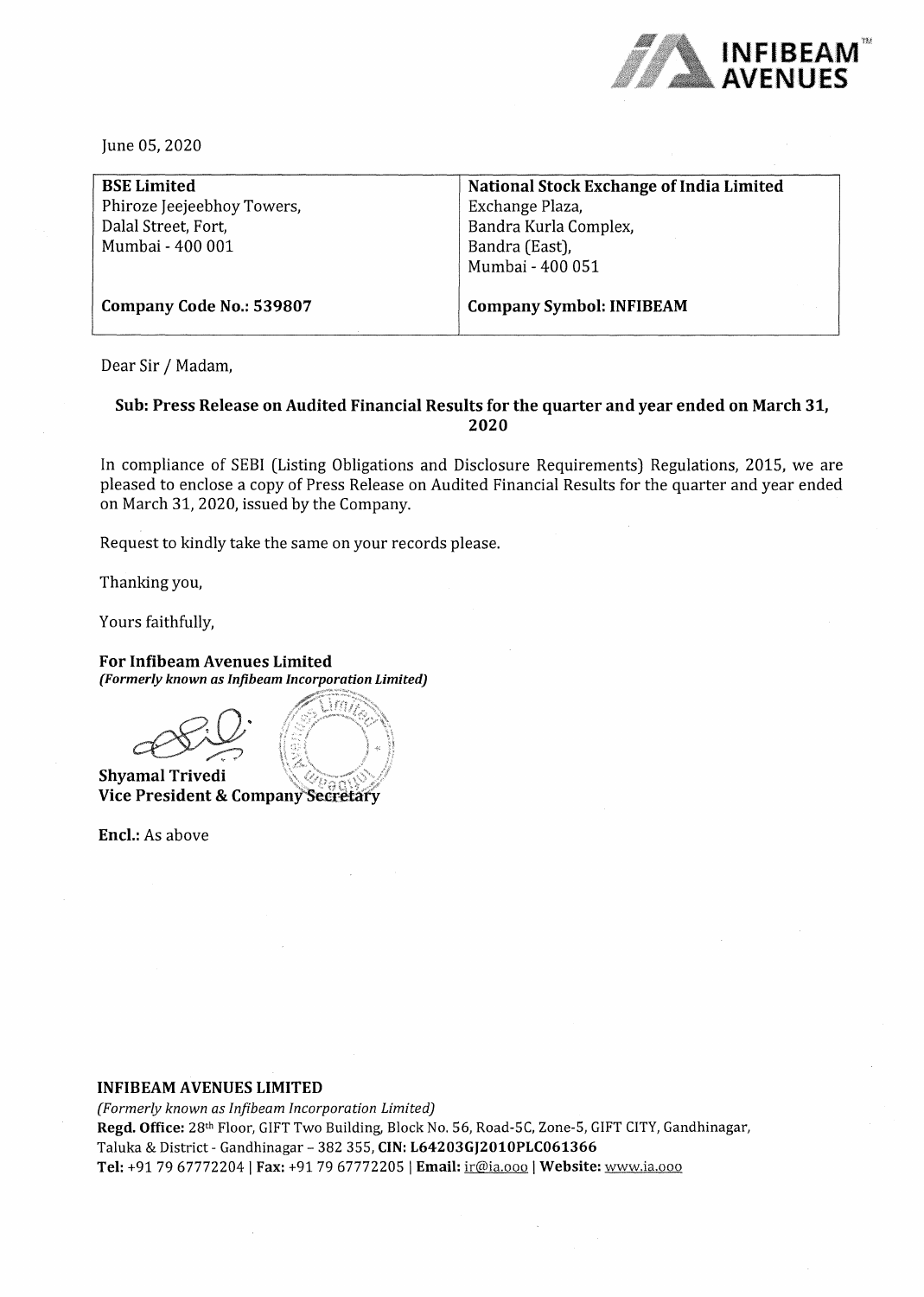June 05, 2020

| BSE Limited | National Stock Exchange of India Limited |
|---|---|
| Phiroze Jeejeebhoy Towers, | Exchange Plaza, |
| Dalal Street, Fort, | Bandra Kurla Complex, |
| Mumbai - 400 001 | Bandra (East), |
| | Mumbai - 400 051 |
| **Company Code No.: 539807** | **Company Symbol: INFIBEAM** |

Dear Sir / Madam,

**Sub: Press Release on Audited Financial Results for the quarter and year ended on March 31, 2020**

In compliance of SEBI (Listing Obligations and Disclosure Requirements) Regulations, 2015, we are pleased to enclose a copy of Press Release on Audited Financial Results for the quarter and year ended on March 31, 2020, issued by the Company.

Request to kindly take the same on your records please.

Thanking you,

Yours faithfully,

**For Infibeam Avenues Limited**
*(Formerly known as Infibeam Incorporation Limited)*

**Shyamal Trivedi**
**Vice President & Company Secretary**

**Encl.:** As above

**INFIBEAM AVENUES LIMITED**
*(Formerly known as Infibeam Incorporation Limited)*
**Regd. Office:** 28th Floor, GIFT Two Building, Block No. 56, Road-5C, Zone-5, GIFT CITY, Gandhinagar, Taluka & District - Gandhinagar – 382 355, **CIN: L64203GJ2010PLC061366**
**Tel:** +91 79 67772204 | **Fax:** +91 79 67772205 | **Email:** ir@ia.ooo | **Website:** www.ia.ooo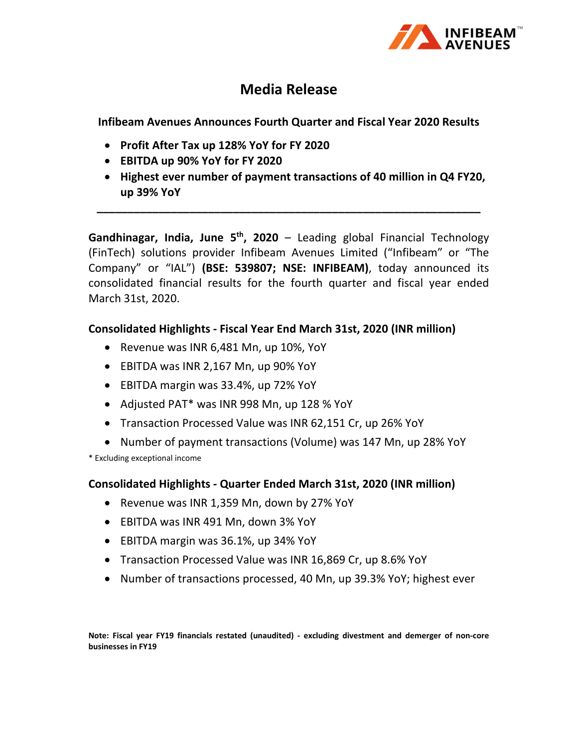# Media Release

**Infibeam Avenues Announces Fourth Quarter and Fiscal Year 2020 Results**

- **Profit After Tax up 128% YoY for FY 2020**
- **EBITDA up 90% YoY for FY 2020**
- **Highest ever number of payment transactions of 40 million in Q4 FY20, up 39% YoY**

---

**Gandhinagar, India, June 5th, 2020** – Leading global Financial Technology (FinTech) solutions provider Infibeam Avenues Limited ("Infibeam" or "The Company" or "IAL") **(BSE: 539807; NSE: INFIBEAM)**, today announced its consolidated financial results for the fourth quarter and fiscal year ended March 31st, 2020.

### Consolidated Highlights - Fiscal Year End March 31st, 2020 (INR million)

- Revenue was INR 6,481 Mn, up 10%, YoY
- EBITDA was INR 2,167 Mn, up 90% YoY
- EBITDA margin was 33.4%, up 72% YoY
- Adjusted PAT* was INR 998 Mn, up 128 % YoY
- Transaction Processed Value was INR 62,151 Cr, up 26% YoY
- Number of payment transactions (Volume) was 147 Mn, up 28% YoY

\* Excluding exceptional income

### Consolidated Highlights - Quarter Ended March 31st, 2020 (INR million)

- Revenue was INR 1,359 Mn, down by 27% YoY
- EBITDA was INR 491 Mn, down 3% YoY
- EBITDA margin was 36.1%, up 34% YoY
- Transaction Processed Value was INR 16,869 Cr, up 8.6% YoY
- Number of transactions processed, 40 Mn, up 39.3% YoY; highest ever

**Note: Fiscal year FY19 financials restated (unaudited) - excluding divestment and demerger of non-core businesses in FY19**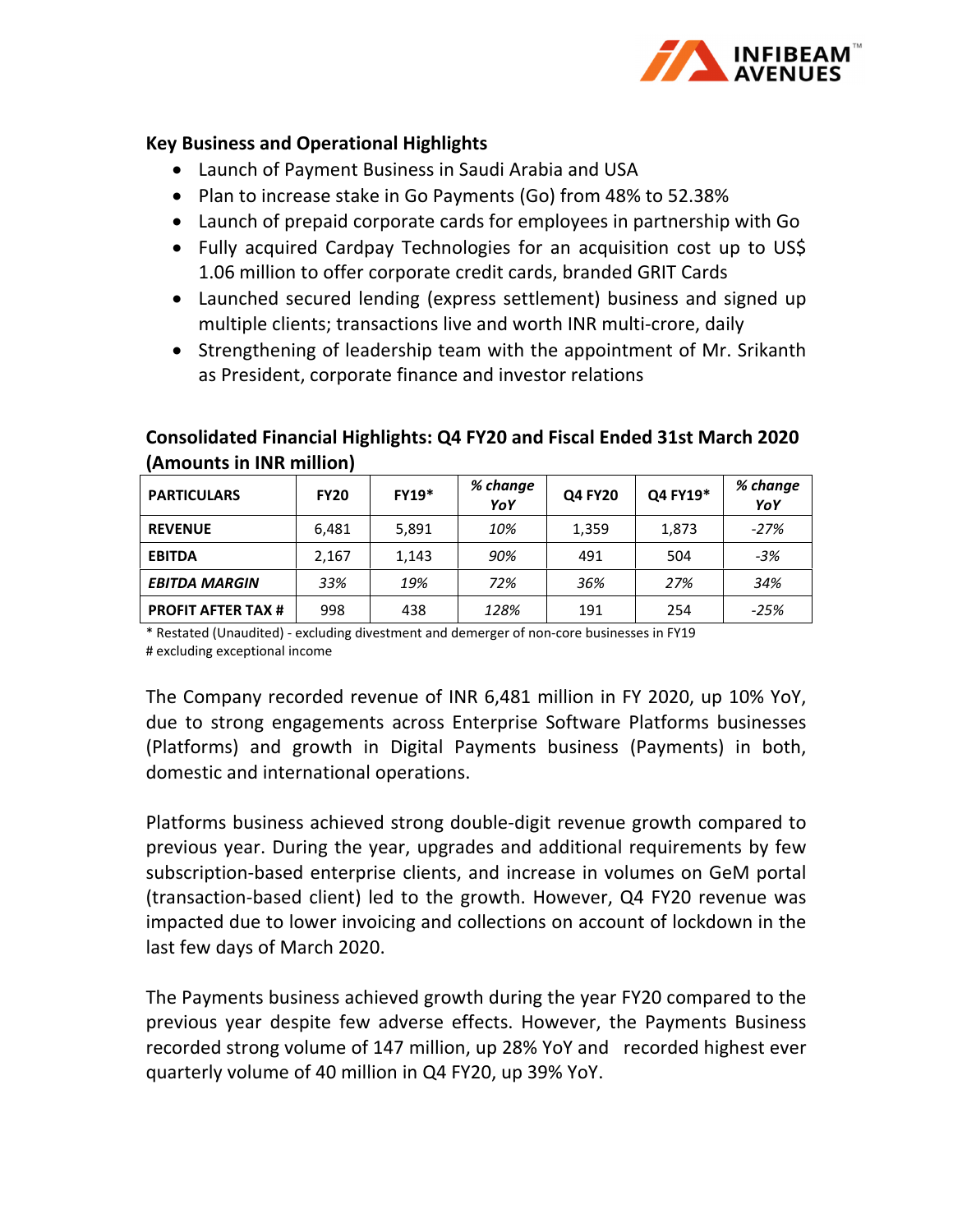### Key Business and Operational Highlights

- Launch of Payment Business in Saudi Arabia and USA
- Plan to increase stake in Go Payments (Go) from 48% to 52.38%
- Launch of prepaid corporate cards for employees in partnership with Go
- Fully acquired Cardpay Technologies for an acquisition cost up to US$ 1.06 million to offer corporate credit cards, branded GRIT Cards
- Launched secured lending (express settlement) business and signed up multiple clients; transactions live and worth INR multi-crore, daily
- Strengthening of leadership team with the appointment of Mr. Srikanth as President, corporate finance and investor relations

### Consolidated Financial Highlights: Q4 FY20 and Fiscal Ended 31st March 2020 (Amounts in INR million)

| PARTICULARS | FY20 | FY19* | *% change YoY* | Q4 FY20 | Q4 FY19* | *% change YoY* |
|---|---|---|---|---|---|---|
| **REVENUE** | 6,481 | 5,891 | *10%* | 1,359 | 1,873 | *-27%* |
| **EBITDA** | 2,167 | 1,143 | *90%* | 491 | 504 | *-3%* |
| ***EBITDA MARGIN*** | *33%* | *19%* | *72%* | *36%* | *27%* | *34%* |
| **PROFIT AFTER TAX #** | 998 | 438 | *128%* | 191 | 254 | *-25%* |

\* Restated (Unaudited) - excluding divestment and demerger of non-core businesses in FY19
\# excluding exceptional income

The Company recorded revenue of INR 6,481 million in FY 2020, up 10% YoY, due to strong engagements across Enterprise Software Platforms businesses (Platforms) and growth in Digital Payments business (Payments) in both, domestic and international operations.

Platforms business achieved strong double-digit revenue growth compared to previous year. During the year, upgrades and additional requirements by few subscription-based enterprise clients, and increase in volumes on GeM portal (transaction-based client) led to the growth. However, Q4 FY20 revenue was impacted due to lower invoicing and collections on account of lockdown in the last few days of March 2020.

The Payments business achieved growth during the year FY20 compared to the previous year despite few adverse effects. However, the Payments Business recorded strong volume of 147 million, up 28% YoY and recorded highest ever quarterly volume of 40 million in Q4 FY20, up 39% YoY.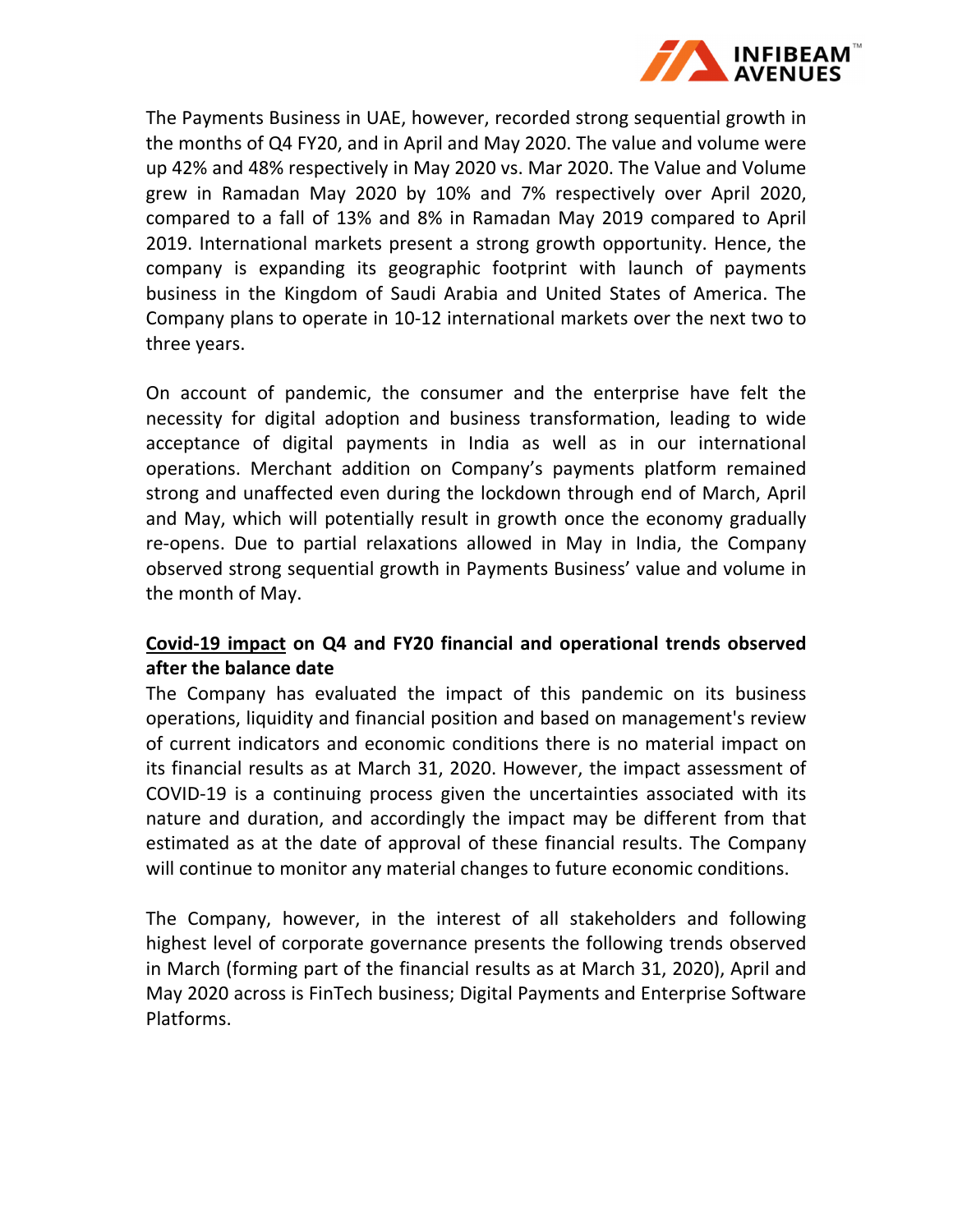The Payments Business in UAE, however, recorded strong sequential growth in the months of Q4 FY20, and in April and May 2020. The value and volume were up 42% and 48% respectively in May 2020 vs. Mar 2020. The Value and Volume grew in Ramadan May 2020 by 10% and 7% respectively over April 2020, compared to a fall of 13% and 8% in Ramadan May 2019 compared to April 2019. International markets present a strong growth opportunity. Hence, the company is expanding its geographic footprint with launch of payments business in the Kingdom of Saudi Arabia and United States of America. The Company plans to operate in 10-12 international markets over the next two to three years.

On account of pandemic, the consumer and the enterprise have felt the necessity for digital adoption and business transformation, leading to wide acceptance of digital payments in India as well as in our international operations. Merchant addition on Company's payments platform remained strong and unaffected even during the lockdown through end of March, April and May, which will potentially result in growth once the economy gradually re-opens. Due to partial relaxations allowed in May in India, the Company observed strong sequential growth in Payments Business' value and volume in the month of May.

**<u>Covid-19 impact</u> on Q4 and FY20 financial and operational trends observed after the balance date**

The Company has evaluated the impact of this pandemic on its business operations, liquidity and financial position and based on management's review of current indicators and economic conditions there is no material impact on its financial results as at March 31, 2020. However, the impact assessment of COVID-19 is a continuing process given the uncertainties associated with its nature and duration, and accordingly the impact may be different from that estimated as at the date of approval of these financial results. The Company will continue to monitor any material changes to future economic conditions.

The Company, however, in the interest of all stakeholders and following highest level of corporate governance presents the following trends observed in March (forming part of the financial results as at March 31, 2020), April and May 2020 across is FinTech business; Digital Payments and Enterprise Software Platforms.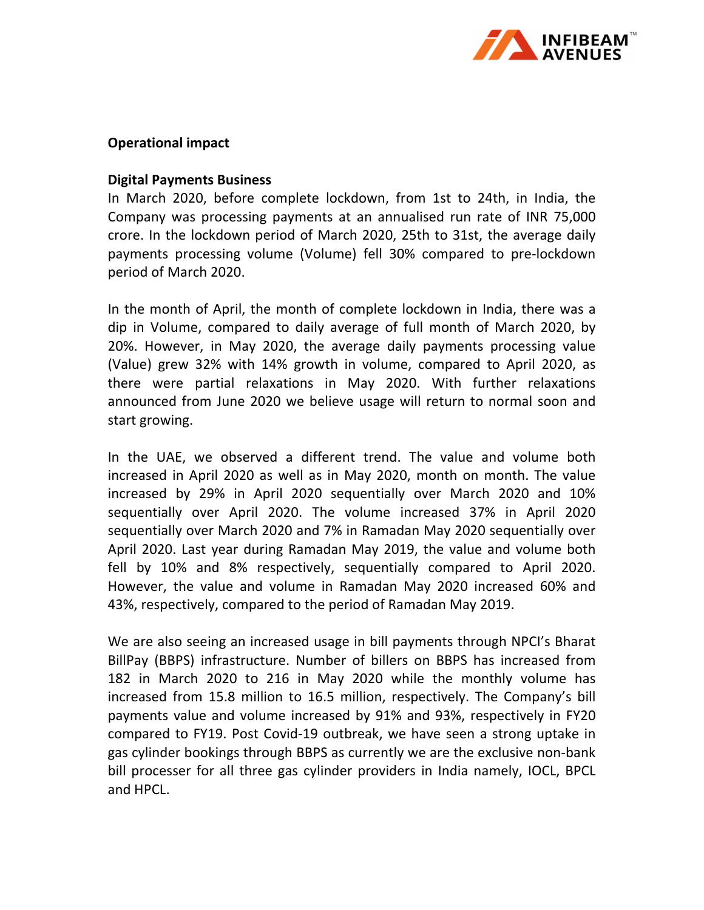**Operational impact**

**Digital Payments Business**

In March 2020, before complete lockdown, from 1st to 24th, in India, the Company was processing payments at an annualised run rate of INR 75,000 crore. In the lockdown period of March 2020, 25th to 31st, the average daily payments processing volume (Volume) fell 30% compared to pre-lockdown period of March 2020.

In the month of April, the month of complete lockdown in India, there was a dip in Volume, compared to daily average of full month of March 2020, by 20%. However, in May 2020, the average daily payments processing value (Value) grew 32% with 14% growth in volume, compared to April 2020, as there were partial relaxations in May 2020. With further relaxations announced from June 2020 we believe usage will return to normal soon and start growing.

In the UAE, we observed a different trend. The value and volume both increased in April 2020 as well as in May 2020, month on month. The value increased by 29% in April 2020 sequentially over March 2020 and 10% sequentially over April 2020. The volume increased 37% in April 2020 sequentially over March 2020 and 7% in Ramadan May 2020 sequentially over April 2020. Last year during Ramadan May 2019, the value and volume both fell by 10% and 8% respectively, sequentially compared to April 2020. However, the value and volume in Ramadan May 2020 increased 60% and 43%, respectively, compared to the period of Ramadan May 2019.

We are also seeing an increased usage in bill payments through NPCI's Bharat BillPay (BBPS) infrastructure. Number of billers on BBPS has increased from 182 in March 2020 to 216 in May 2020 while the monthly volume has increased from 15.8 million to 16.5 million, respectively. The Company's bill payments value and volume increased by 91% and 93%, respectively in FY20 compared to FY19. Post Covid-19 outbreak, we have seen a strong uptake in gas cylinder bookings through BBPS as currently we are the exclusive non-bank bill processer for all three gas cylinder providers in India namely, IOCL, BPCL and HPCL.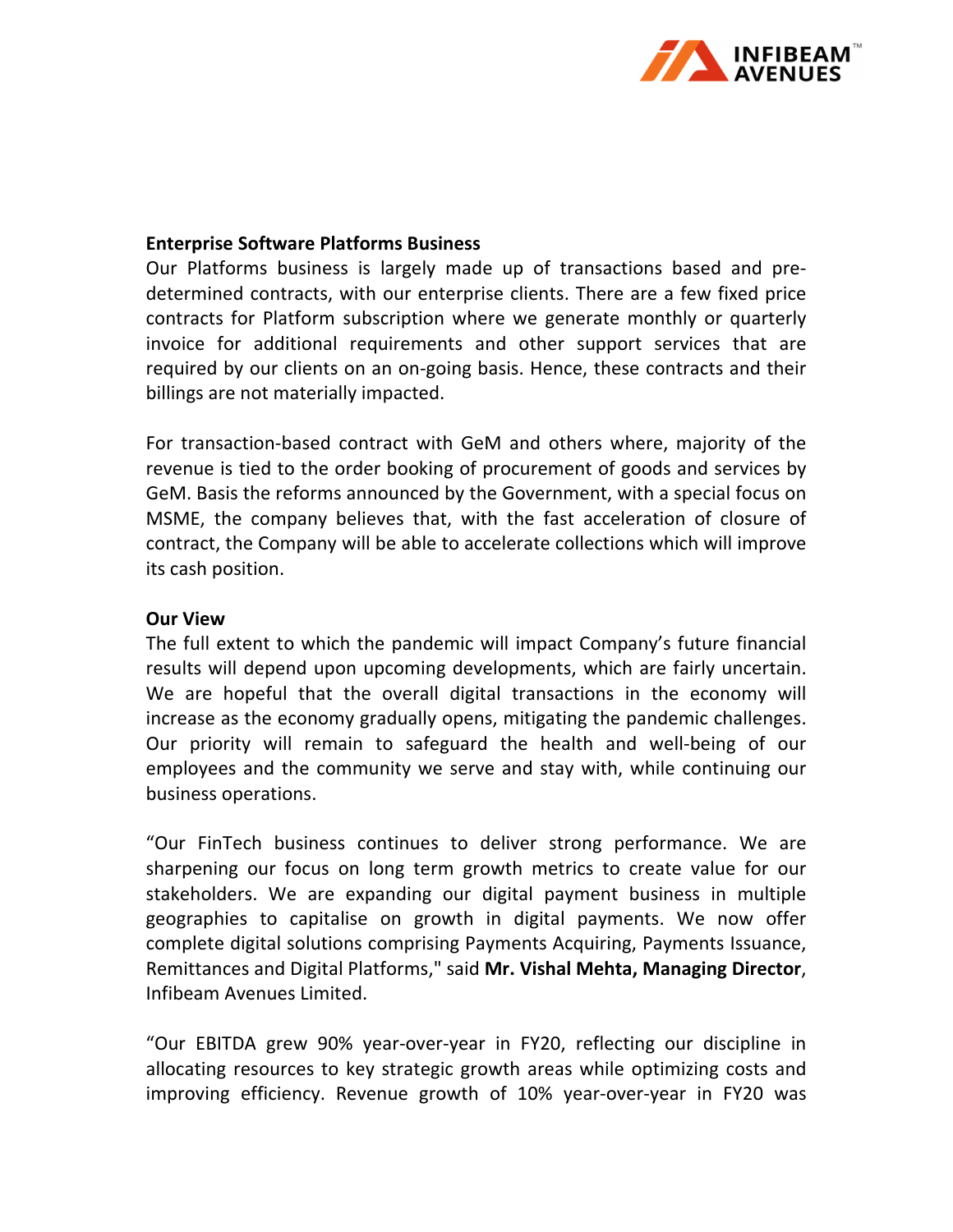**Enterprise Software Platforms Business**

Our Platforms business is largely made up of transactions based and pre-determined contracts, with our enterprise clients. There are a few fixed price contracts for Platform subscription where we generate monthly or quarterly invoice for additional requirements and other support services that are required by our clients on an on-going basis. Hence, these contracts and their billings are not materially impacted.

For transaction-based contract with GeM and others where, majority of the revenue is tied to the order booking of procurement of goods and services by GeM. Basis the reforms announced by the Government, with a special focus on MSME, the company believes that, with the fast acceleration of closure of contract, the Company will be able to accelerate collections which will improve its cash position.

**Our View**

The full extent to which the pandemic will impact Company's future financial results will depend upon upcoming developments, which are fairly uncertain. We are hopeful that the overall digital transactions in the economy will increase as the economy gradually opens, mitigating the pandemic challenges. Our priority will remain to safeguard the health and well-being of our employees and the community we serve and stay with, while continuing our business operations.

"Our FinTech business continues to deliver strong performance. We are sharpening our focus on long term growth metrics to create value for our stakeholders. We are expanding our digital payment business in multiple geographies to capitalise on growth in digital payments. We now offer complete digital solutions comprising Payments Acquiring, Payments Issuance, Remittances and Digital Platforms," said **Mr. Vishal Mehta, Managing Director**, Infibeam Avenues Limited.

"Our EBITDA grew 90% year-over-year in FY20, reflecting our discipline in allocating resources to key strategic growth areas while optimizing costs and improving efficiency. Revenue growth of 10% year-over-year in FY20 was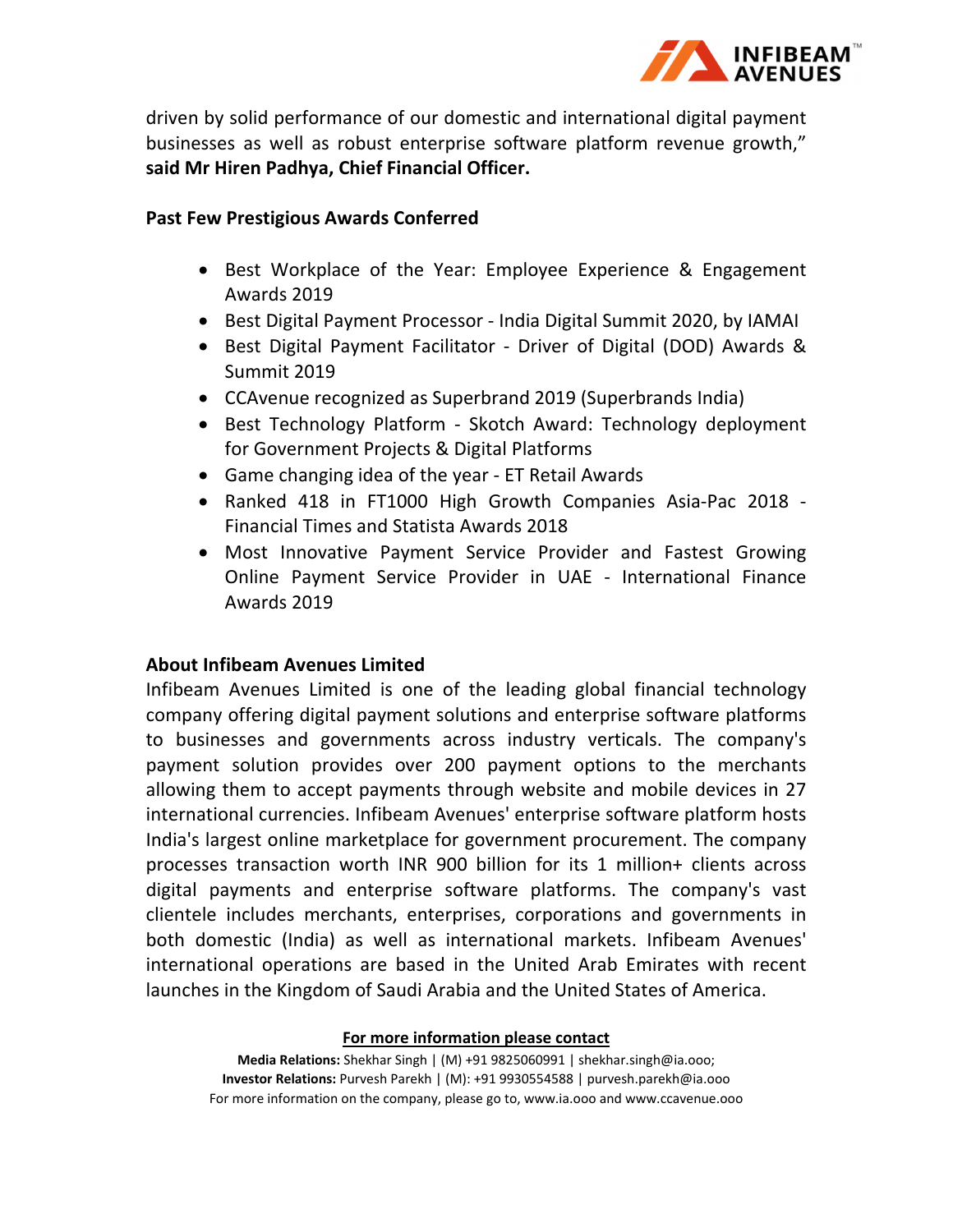driven by solid performance of our domestic and international digital payment businesses as well as robust enterprise software platform revenue growth," **said Mr Hiren Padhya, Chief Financial Officer.**

**Past Few Prestigious Awards Conferred**

- Best Workplace of the Year: Employee Experience & Engagement Awards 2019
- Best Digital Payment Processor - India Digital Summit 2020, by IAMAI
- Best Digital Payment Facilitator - Driver of Digital (DOD) Awards & Summit 2019
- CCAvenue recognized as Superbrand 2019 (Superbrands India)
- Best Technology Platform - Skotch Award: Technology deployment for Government Projects & Digital Platforms
- Game changing idea of the year - ET Retail Awards
- Ranked 418 in FT1000 High Growth Companies Asia-Pac 2018 - Financial Times and Statista Awards 2018
- Most Innovative Payment Service Provider and Fastest Growing Online Payment Service Provider in UAE - International Finance Awards 2019

**About Infibeam Avenues Limited**

Infibeam Avenues Limited is one of the leading global financial technology company offering digital payment solutions and enterprise software platforms to businesses and governments across industry verticals. The company's payment solution provides over 200 payment options to the merchants allowing them to accept payments through website and mobile devices in 27 international currencies. Infibeam Avenues' enterprise software platform hosts India's largest online marketplace for government procurement. The company processes transaction worth INR 900 billion for its 1 million+ clients across digital payments and enterprise software platforms. The company's vast clientele includes merchants, enterprises, corporations and governments in both domestic (India) as well as international markets. Infibeam Avenues' international operations are based in the United Arab Emirates with recent launches in the Kingdom of Saudi Arabia and the United States of America.

**For more information please contact**

**Media Relations:** Shekhar Singh | (M) +91 9825060991 | shekhar.singh@ia.ooo;
**Investor Relations:** Purvesh Parekh | (M): +91 9930554588 | purvesh.parekh@ia.ooo
For more information on the company, please go to, www.ia.ooo and www.ccavenue.ooo